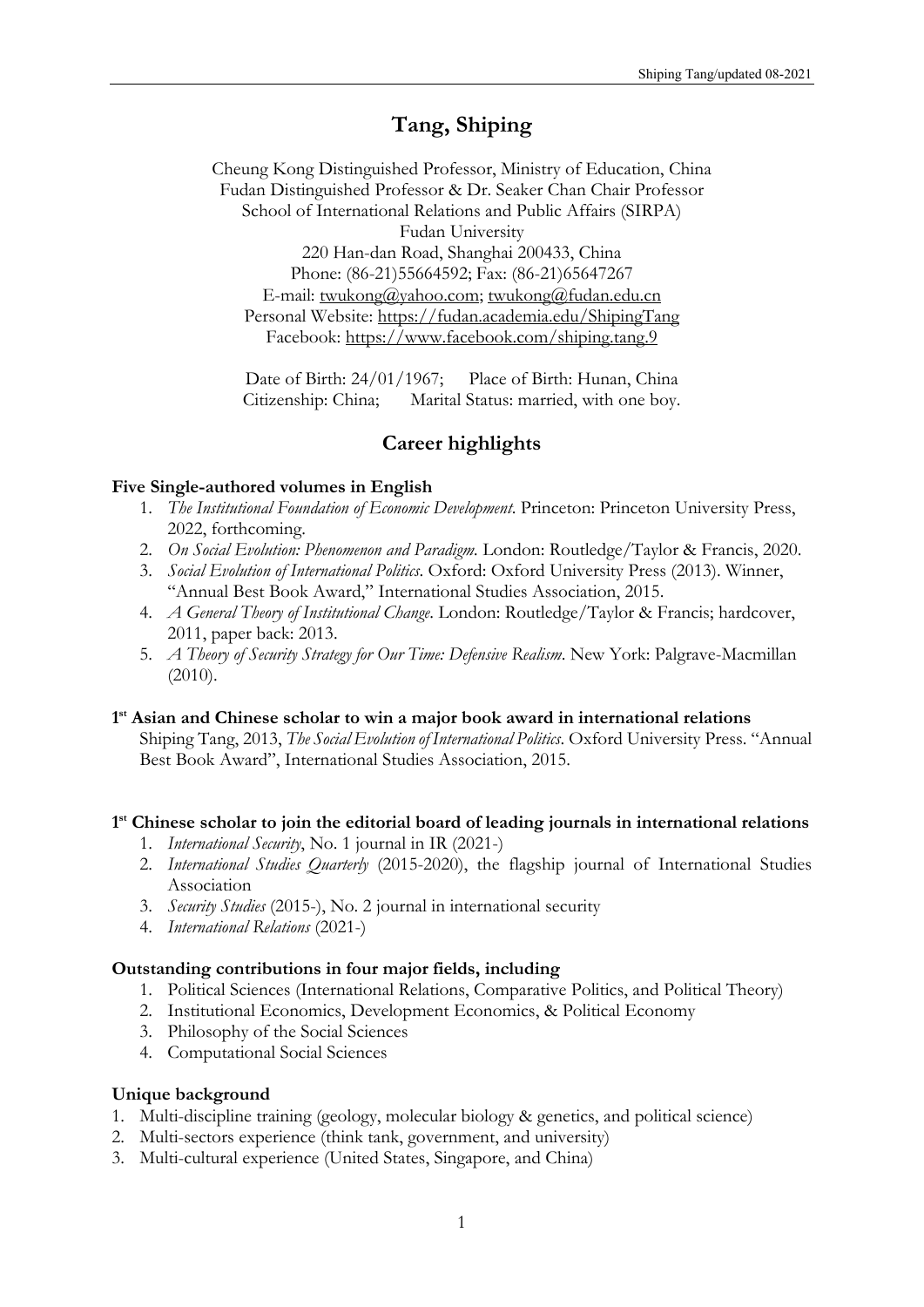# Tang, Shiping

Cheung Kong Distinguished Professor, Ministry of Education, China
Fudan Distinguished Professor & Dr. Seaker Chan Chair Professor
School of International Relations and Public Affairs (SIRPA)
Fudan University
220 Han-dan Road, Shanghai 200433, China
Phone: (86-21)55664592; Fax: (86-21)65647267
E-mail: twukong@yahoo.com; twukong@fudan.edu.cn
Personal Website: https://fudan.academia.edu/ShipingTang
Facebook: https://www.facebook.com/shiping.tang.9

Date of Birth: 24/01/1967; Place of Birth: Hunan, China
Citizenship: China; Marital Status: married, with one boy.

## Career highlights

**Five Single-authored volumes in English**

1. *The Institutional Foundation of Economic Development.* Princeton: Princeton University Press, 2022, forthcoming.
2. *On Social Evolution: Phenomenon and Paradigm.* London: Routledge/Taylor & Francis, 2020.
3. *Social Evolution of International Politics*. Oxford: Oxford University Press (2013). Winner, "Annual Best Book Award," International Studies Association, 2015.
4. *A General Theory of Institutional Change*. London: Routledge/Taylor & Francis; hardcover, 2011, paper back: 2013.
5. *A Theory of Security Strategy for Our Time: Defensive Realism*. New York: Palgrave-Macmillan (2010).

**1st Asian and Chinese scholar to win a major book award in international relations**

Shiping Tang, 2013, *The Social Evolution of International Politics*. Oxford University Press. "Annual Best Book Award", International Studies Association, 2015.

**1st Chinese scholar to join the editorial board of leading journals in international relations**

1. *International Security*, No. 1 journal in IR (2021-)
2. *International Studies Quarterly* (2015-2020), the flagship journal of International Studies Association
3. *Security Studies* (2015-), No. 2 journal in international security
4. *International Relations* (2021-)

**Outstanding contributions in four major fields, including**

1. Political Sciences (International Relations, Comparative Politics, and Political Theory)
2. Institutional Economics, Development Economics, & Political Economy
3. Philosophy of the Social Sciences
4. Computational Social Sciences

**Unique background**

1. Multi-discipline training (geology, molecular biology & genetics, and political science)
2. Multi-sectors experience (think tank, government, and university)
3. Multi-cultural experience (United States, Singapore, and China)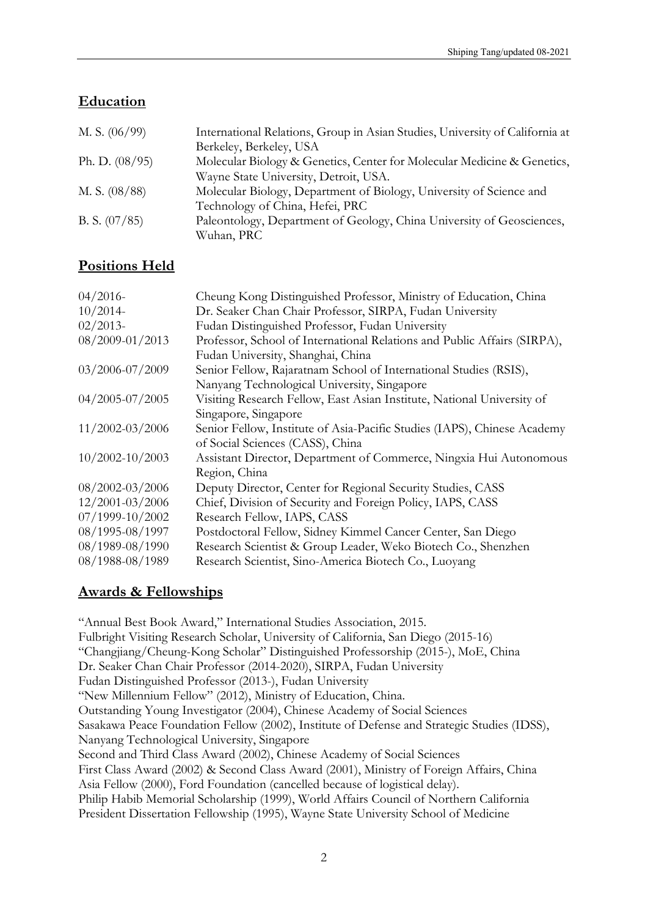## Education

| | |
|---|---|
| M. S. (06/99) | International Relations, Group in Asian Studies, University of California at Berkeley, Berkeley, USA |
| Ph. D. (08/95) | Molecular Biology & Genetics, Center for Molecular Medicine & Genetics, Wayne State University, Detroit, USA. |
| M. S. (08/88) | Molecular Biology, Department of Biology, University of Science and Technology of China, Hefei, PRC |
| B. S. (07/85) | Paleontology, Department of Geology, China University of Geosciences, Wuhan, PRC |

## Positions Held

| | |
|---|---|
| 04/2016- | Cheung Kong Distinguished Professor, Ministry of Education, China |
| 10/2014- | Dr. Seaker Chan Chair Professor, SIRPA, Fudan University |
| 02/2013- | Fudan Distinguished Professor, Fudan University |
| 08/2009-01/2013 | Professor, School of International Relations and Public Affairs (SIRPA), Fudan University, Shanghai, China |
| 03/2006-07/2009 | Senior Fellow, Rajaratnam School of International Studies (RSIS), Nanyang Technological University, Singapore |
| 04/2005-07/2005 | Visiting Research Fellow, East Asian Institute, National University of Singapore, Singapore |
| 11/2002-03/2006 | Senior Fellow, Institute of Asia-Pacific Studies (IAPS), Chinese Academy of Social Sciences (CASS), China |
| 10/2002-10/2003 | Assistant Director, Department of Commerce, Ningxia Hui Autonomous Region, China |
| 08/2002-03/2006 | Deputy Director, Center for Regional Security Studies, CASS |
| 12/2001-03/2006 | Chief, Division of Security and Foreign Policy, IAPS, CASS |
| 07/1999-10/2002 | Research Fellow, IAPS, CASS |
| 08/1995-08/1997 | Postdoctoral Fellow, Sidney Kimmel Cancer Center, San Diego |
| 08/1989-08/1990 | Research Scientist & Group Leader, Weko Biotech Co., Shenzhen |
| 08/1988-08/1989 | Research Scientist, Sino-America Biotech Co., Luoyang |

## Awards & Fellowships

"Annual Best Book Award," International Studies Association, 2015.
Fulbright Visiting Research Scholar, University of California, San Diego (2015-16)
"Changjiang/Cheung-Kong Scholar" Distinguished Professorship (2015-), MoE, China
Dr. Seaker Chan Chair Professor (2014-2020), SIRPA, Fudan University
Fudan Distinguished Professor (2013-), Fudan University
"New Millennium Fellow" (2012), Ministry of Education, China.
Outstanding Young Investigator (2004), Chinese Academy of Social Sciences
Sasakawa Peace Foundation Fellow (2002), Institute of Defense and Strategic Studies (IDSS), Nanyang Technological University, Singapore
Second and Third Class Award (2002), Chinese Academy of Social Sciences
First Class Award (2002) & Second Class Award (2001), Ministry of Foreign Affairs, China
Asia Fellow (2000), Ford Foundation (cancelled because of logistical delay).
Philip Habib Memorial Scholarship (1999), World Affairs Council of Northern California
President Dissertation Fellowship (1995), Wayne State University School of Medicine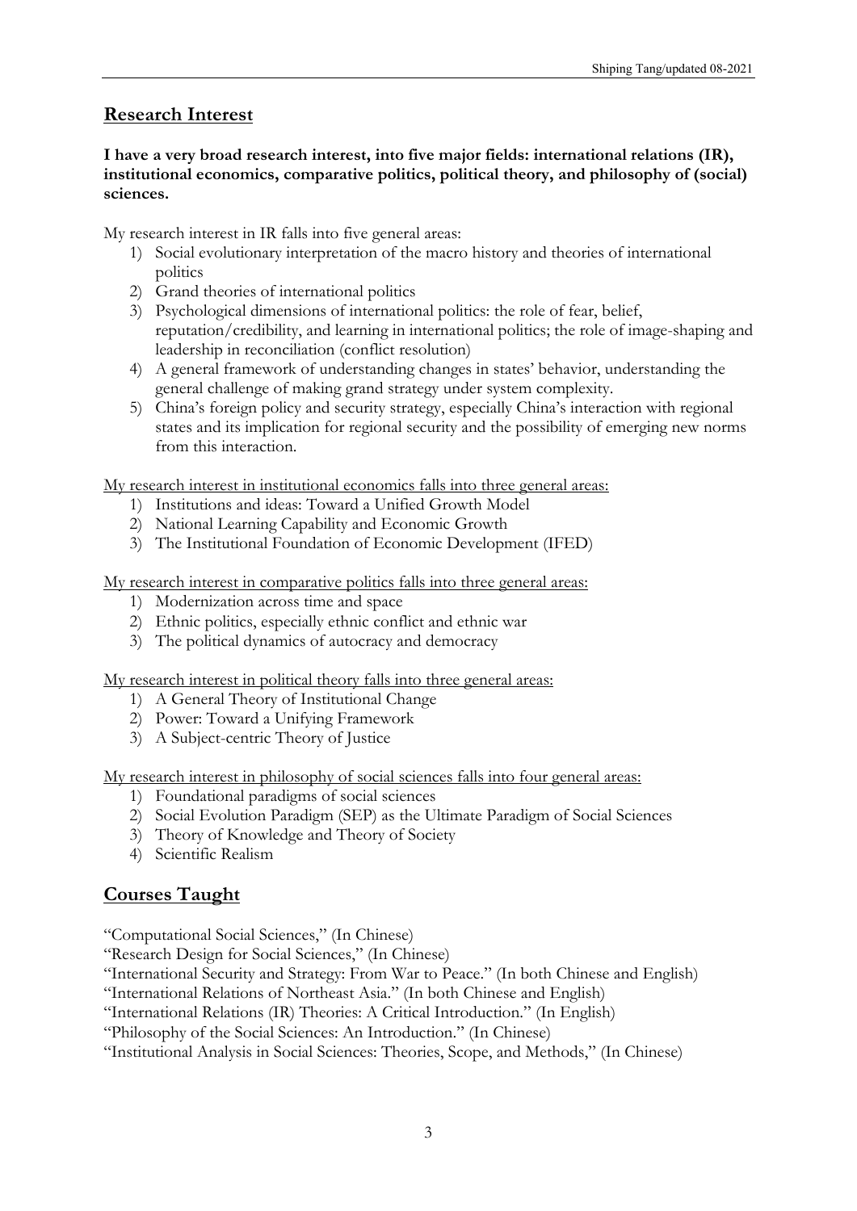## Research Interest

**I have a very broad research interest, into five major fields: international relations (IR), institutional economics, comparative politics, political theory, and philosophy of (social) sciences.**

My research interest in IR falls into five general areas:

1) Social evolutionary interpretation of the macro history and theories of international politics
2) Grand theories of international politics
3) Psychological dimensions of international politics: the role of fear, belief, reputation/credibility, and learning in international politics; the role of image-shaping and leadership in reconciliation (conflict resolution)
4) A general framework of understanding changes in states' behavior, understanding the general challenge of making grand strategy under system complexity.
5) China's foreign policy and security strategy, especially China's interaction with regional states and its implication for regional security and the possibility of emerging new norms from this interaction.

<u>My research interest in institutional economics falls into three general areas:</u>

1) Institutions and ideas: Toward a Unified Growth Model
2) National Learning Capability and Economic Growth
3) The Institutional Foundation of Economic Development (IFED)

<u>My research interest in comparative politics falls into three general areas:</u>

1) Modernization across time and space
2) Ethnic politics, especially ethnic conflict and ethnic war
3) The political dynamics of autocracy and democracy

<u>My research interest in political theory falls into three general areas:</u>

1) A General Theory of Institutional Change
2) Power: Toward a Unifying Framework
3) A Subject-centric Theory of Justice

<u>My research interest in philosophy of social sciences falls into four general areas:</u>

1) Foundational paradigms of social sciences
2) Social Evolution Paradigm (SEP) as the Ultimate Paradigm of Social Sciences
3) Theory of Knowledge and Theory of Society
4) Scientific Realism

## Courses Taught

"Computational Social Sciences," (In Chinese)
"Research Design for Social Sciences," (In Chinese)
"International Security and Strategy: From War to Peace." (In both Chinese and English)
"International Relations of Northeast Asia." (In both Chinese and English)
"International Relations (IR) Theories: A Critical Introduction." (In English)
"Philosophy of the Social Sciences: An Introduction." (In Chinese)
"Institutional Analysis in Social Sciences: Theories, Scope, and Methods," (In Chinese)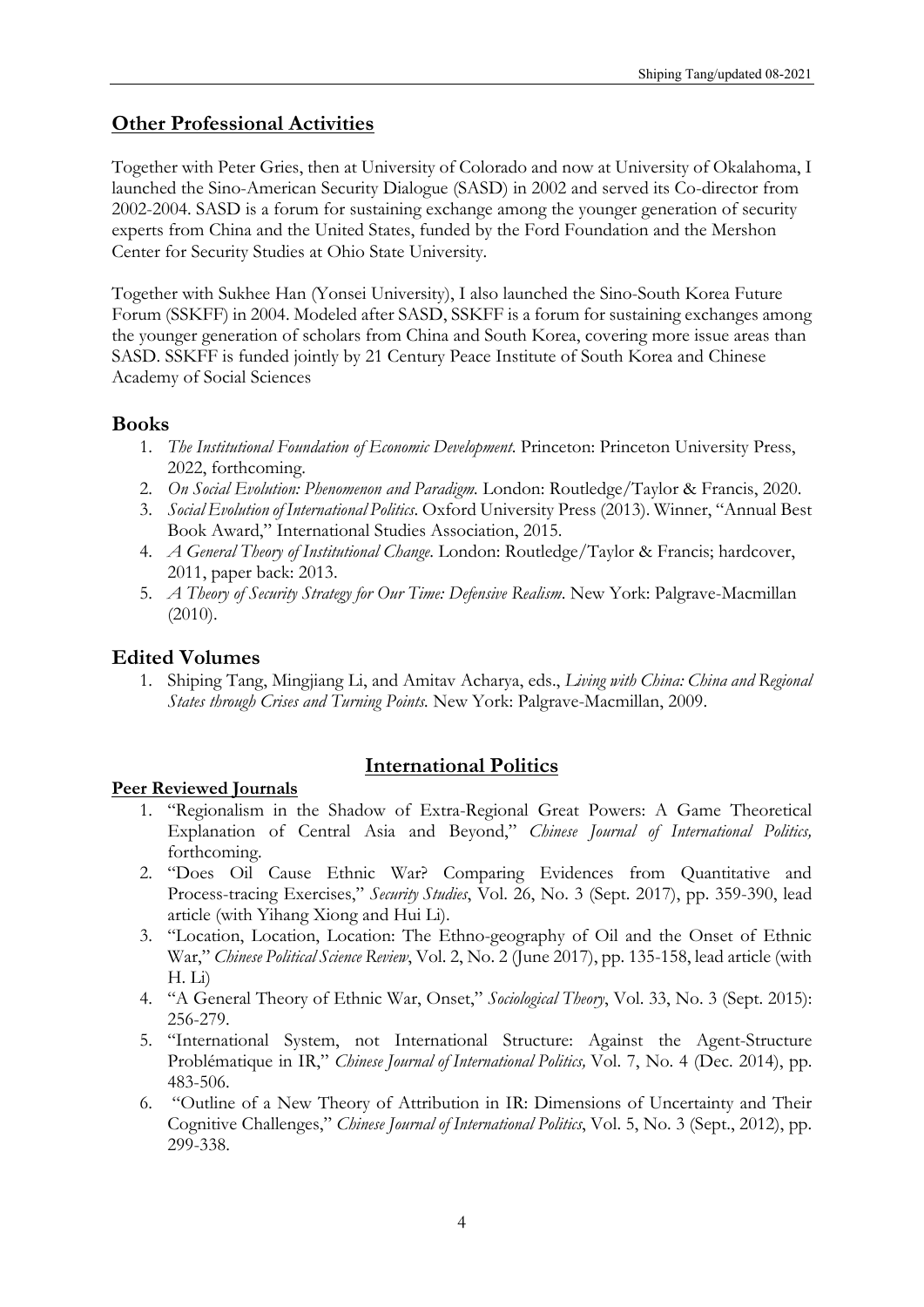## Other Professional Activities

Together with Peter Gries, then at University of Colorado and now at University of Okalahoma, I launched the Sino-American Security Dialogue (SASD) in 2002 and served its Co-director from 2002-2004. SASD is a forum for sustaining exchange among the younger generation of security experts from China and the United States, funded by the Ford Foundation and the Mershon Center for Security Studies at Ohio State University.

Together with Sukhee Han (Yonsei University), I also launched the Sino-South Korea Future Forum (SSKFF) in 2004. Modeled after SASD, SSKFF is a forum for sustaining exchanges among the younger generation of scholars from China and South Korea, covering more issue areas than SASD. SSKFF is funded jointly by 21 Century Peace Institute of South Korea and Chinese Academy of Social Sciences

## Books

1. *The Institutional Foundation of Economic Development*. Princeton: Princeton University Press, 2022, forthcoming.
2. *On Social Evolution: Phenomenon and Paradigm*. London: Routledge/Taylor & Francis, 2020.
3. *Social Evolution of International Politics*. Oxford University Press (2013). Winner, "Annual Best Book Award," International Studies Association, 2015.
4. *A General Theory of Institutional Change*. London: Routledge/Taylor & Francis; hardcover, 2011, paper back: 2013.
5. *A Theory of Security Strategy for Our Time: Defensive Realism*. New York: Palgrave-Macmillan (2010).

## Edited Volumes

1. Shiping Tang, Mingjiang Li, and Amitav Acharya, eds., *Living with China: China and Regional States through Crises and Turning Points*. New York: Palgrave-Macmillan, 2009.

## International Politics

### Peer Reviewed Journals

1. "Regionalism in the Shadow of Extra-Regional Great Powers: A Game Theoretical Explanation of Central Asia and Beyond," *Chinese Journal of International Politics,* forthcoming.
2. "Does Oil Cause Ethnic War? Comparing Evidences from Quantitative and Process-tracing Exercises," *Security Studies*, Vol. 26, No. 3 (Sept. 2017), pp. 359-390, lead article (with Yihang Xiong and Hui Li).
3. "Location, Location, Location: The Ethno-geography of Oil and the Onset of Ethnic War," *Chinese Political Science Review*, Vol. 2, No. 2 (June 2017), pp. 135-158, lead article (with H. Li)
4. "A General Theory of Ethnic War, Onset," *Sociological Theory*, Vol. 33, No. 3 (Sept. 2015): 256-279.
5. "International System, not International Structure: Against the Agent-Structure Problématique in IR," *Chinese Journal of International Politics,* Vol. 7, No. 4 (Dec. 2014), pp. 483-506.
6. "Outline of a New Theory of Attribution in IR: Dimensions of Uncertainty and Their Cognitive Challenges," *Chinese Journal of International Politics*, Vol. 5, No. 3 (Sept., 2012), pp. 299-338.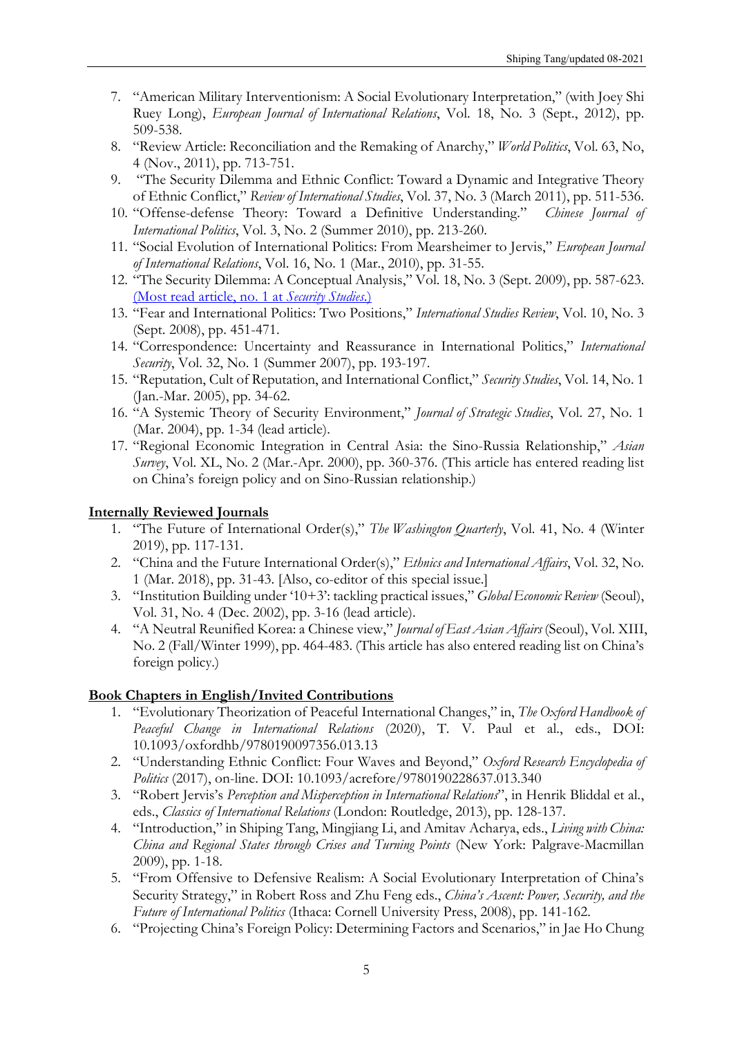7. "American Military Interventionism: A Social Evolutionary Interpretation," (with Joey Shi Ruey Long), *European Journal of International Relations*, Vol. 18, No. 3 (Sept., 2012), pp. 509-538.
8. "Review Article: Reconciliation and the Remaking of Anarchy," *World Politics*, Vol. 63, No, 4 (Nov., 2011), pp. 713-751.
9. "The Security Dilemma and Ethnic Conflict: Toward a Dynamic and Integrative Theory of Ethnic Conflict," *Review of International Studies*, Vol. 37, No. 3 (March 2011), pp. 511-536.
10. "Offense-defense Theory: Toward a Definitive Understanding." *Chinese Journal of International Politics*, Vol. 3, No. 2 (Summer 2010), pp. 213-260.
11. "Social Evolution of International Politics: From Mearsheimer to Jervis," *European Journal of International Relations*, Vol. 16, No. 1 (Mar., 2010), pp. 31-55.
12. "The Security Dilemma: A Conceptual Analysis," Vol. 18, No. 3 (Sept. 2009), pp. 587-623. (Most read article, no. 1 at *Security Studies*.)
13. "Fear and International Politics: Two Positions," *International Studies Review*, Vol. 10, No. 3 (Sept. 2008), pp. 451-471.
14. "Correspondence: Uncertainty and Reassurance in International Politics," *International Security*, Vol. 32, No. 1 (Summer 2007), pp. 193-197.
15. "Reputation, Cult of Reputation, and International Conflict," *Security Studies*, Vol. 14, No. 1 (Jan.-Mar. 2005), pp. 34-62.
16. "A Systemic Theory of Security Environment," *Journal of Strategic Studies*, Vol. 27, No. 1 (Mar. 2004), pp. 1-34 (lead article).
17. "Regional Economic Integration in Central Asia: the Sino-Russia Relationship," *Asian Survey*, Vol. XL, No. 2 (Mar.-Apr. 2000), pp. 360-376. (This article has entered reading list on China's foreign policy and on Sino-Russian relationship.)

**Internally Reviewed Journals**

1. "The Future of International Order(s)," *The Washington Quarterly*, Vol. 41, No. 4 (Winter 2019), pp. 117-131.
2. "China and the Future International Order(s)," *Ethnics and International Affairs*, Vol. 32, No. 1 (Mar. 2018), pp. 31-43. [Also, co-editor of this special issue.]
3. "Institution Building under '10+3': tackling practical issues," *Global Economic Review* (Seoul), Vol. 31, No. 4 (Dec. 2002), pp. 3-16 (lead article).
4. "A Neutral Reunified Korea: a Chinese view," *Journal of East Asian Affairs* (Seoul), Vol. XIII, No. 2 (Fall/Winter 1999), pp. 464-483. (This article has also entered reading list on China's foreign policy.)

**Book Chapters in English/Invited Contributions**

1. "Evolutionary Theorization of Peaceful International Changes," in, *The Oxford Handbook of Peaceful Change in International Relations* (2020), T. V. Paul et al., eds., DOI: 10.1093/oxfordhb/9780190097356.013.13
2. "Understanding Ethnic Conflict: Four Waves and Beyond," *Oxford Research Encyclopedia of Politics* (2017), on-line. DOI: 10.1093/acrefore/9780190228637.013.340
3. "Robert Jervis's *Perception and Misperception in International Relations*", in Henrik Bliddal et al., eds., *Classics of International Relations* (London: Routledge, 2013), pp. 128-137.
4. "Introduction," in Shiping Tang, Mingjiang Li, and Amitav Acharya, eds., *Living with China: China and Regional States through Crises and Turning Points* (New York: Palgrave-Macmillan 2009), pp. 1-18.
5. "From Offensive to Defensive Realism: A Social Evolutionary Interpretation of China's Security Strategy," in Robert Ross and Zhu Feng eds., *China's Ascent: Power, Security, and the Future of International Politics* (Ithaca: Cornell University Press, 2008), pp. 141-162.
6. "Projecting China's Foreign Policy: Determining Factors and Scenarios," in Jae Ho Chung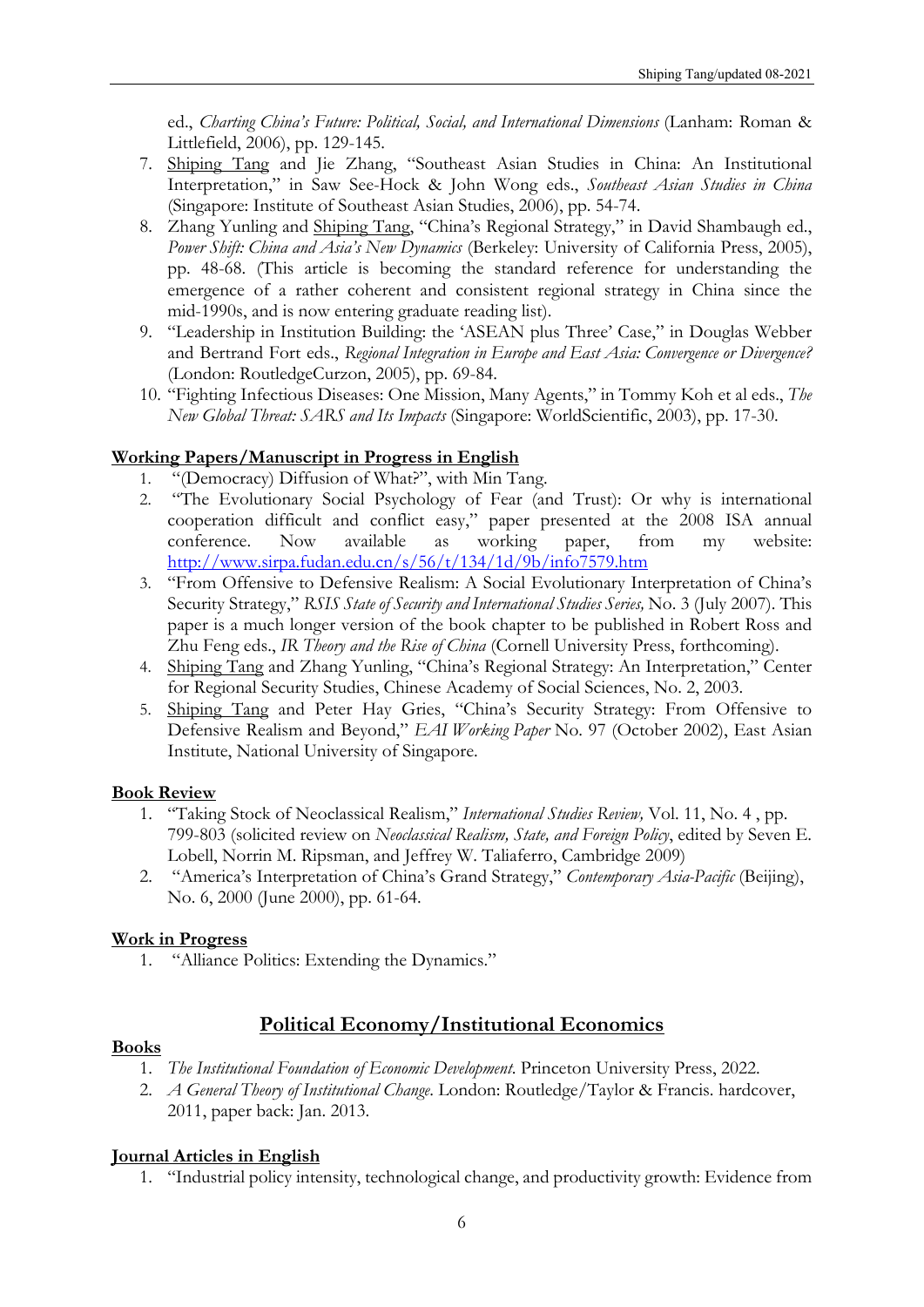ed., *Charting China's Future: Political, Social, and International Dimensions* (Lanham: Roman & Littlefield, 2006), pp. 129-145.

7. Shiping Tang and Jie Zhang, "Southeast Asian Studies in China: An Institutional Interpretation," in Saw See-Hock & John Wong eds., *Southeast Asian Studies in China* (Singapore: Institute of Southeast Asian Studies, 2006), pp. 54-74.
8. Zhang Yunling and Shiping Tang, "China's Regional Strategy," in David Shambaugh ed., *Power Shift: China and Asia's New Dynamics* (Berkeley: University of California Press, 2005), pp. 48-68. (This article is becoming the standard reference for understanding the emergence of a rather coherent and consistent regional strategy in China since the mid-1990s, and is now entering graduate reading list).
9. "Leadership in Institution Building: the 'ASEAN plus Three' Case," in Douglas Webber and Bertrand Fort eds., *Regional Integration in Europe and East Asia: Convergence or Divergence?* (London: RoutledgeCurzon, 2005), pp. 69-84.
10. "Fighting Infectious Diseases: One Mission, Many Agents," in Tommy Koh et al eds., *The New Global Threat: SARS and Its Impacts* (Singapore: WorldScientific, 2003), pp. 17-30.

**Working Papers/Manuscript in Progress in English**

1. "(Democracy) Diffusion of What?", with Min Tang.
2. "The Evolutionary Social Psychology of Fear (and Trust): Or why is international cooperation difficult and conflict easy," paper presented at the 2008 ISA annual conference. Now available as working paper, from my website: http://www.sirpa.fudan.edu.cn/s/56/t/134/1d/9b/info7579.htm
3. "From Offensive to Defensive Realism: A Social Evolutionary Interpretation of China's Security Strategy," *RSIS State of Security and International Studies Series,* No. 3 (July 2007). This paper is a much longer version of the book chapter to be published in Robert Ross and Zhu Feng eds., *IR Theory and the Rise of China* (Cornell University Press, forthcoming).
4. Shiping Tang and Zhang Yunling, "China's Regional Strategy: An Interpretation," Center for Regional Security Studies, Chinese Academy of Social Sciences, No. 2, 2003.
5. Shiping Tang and Peter Hay Gries, "China's Security Strategy: From Offensive to Defensive Realism and Beyond," *EAI Working Paper* No. 97 (October 2002), East Asian Institute, National University of Singapore.

**Book Review**

1. "Taking Stock of Neoclassical Realism," *International Studies Review,* Vol. 11, No. 4 , pp. 799-803 (solicited review on *Neoclassical Realism, State, and Foreign Policy*, edited by Seven E. Lobell, Norrin M. Ripsman, and Jeffrey W. Taliaferro, Cambridge 2009)
2. "America's Interpretation of China's Grand Strategy," *Contemporary Asia-Pacific* (Beijing), No. 6, 2000 (June 2000), pp. 61-64.

**Work in Progress**

1. "Alliance Politics: Extending the Dynamics."

## Political Economy/Institutional Economics

**Books**

1. *The Institutional Foundation of Economic Development.* Princeton University Press, 2022.
2. *A General Theory of Institutional Change.* London: Routledge/Taylor & Francis. hardcover, 2011, paper back: Jan. 2013.

**Journal Articles in English**

1. "Industrial policy intensity, technological change, and productivity growth: Evidence from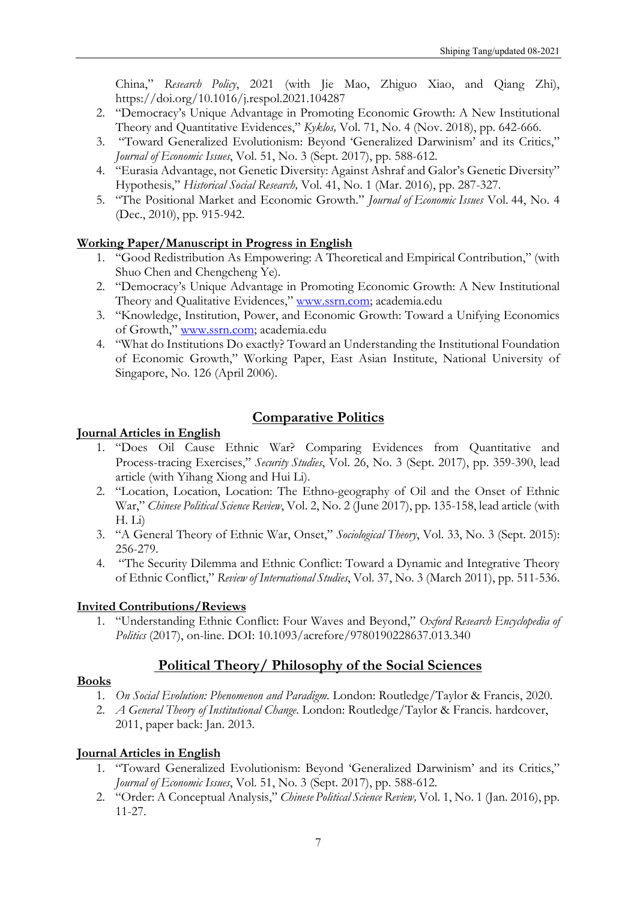China," *Research Policy*, 2021 (with Jie Mao, Zhiguo Xiao, and Qiang Zhi), https://doi.org/10.1016/j.respol.2021.104287

2. "Democracy's Unique Advantage in Promoting Economic Growth: A New Institutional Theory and Quantitative Evidences," *Kyklos,* Vol. 71, No. 4 (Nov. 2018), pp. 642-666.
3. "Toward Generalized Evolutionism: Beyond 'Generalized Darwinism' and its Critics," *Journal of Economic Issues*, Vol. 51, No. 3 (Sept. 2017), pp. 588-612.
4. "Eurasia Advantage, not Genetic Diversity: Against Ashraf and Galor's Genetic Diversity" Hypothesis," *Historical Social Research,* Vol. 41, No. 1 (Mar. 2016), pp. 287-327.
5. "The Positional Market and Economic Growth." *Journal of Economic Issues* Vol. 44, No. 4 (Dec., 2010), pp. 915-942.

**Working Paper/Manuscript in Progress in English**

1. "Good Redistribution As Empowering: A Theoretical and Empirical Contribution," (with Shuo Chen and Chengcheng Ye).
2. "Democracy's Unique Advantage in Promoting Economic Growth: A New Institutional Theory and Qualitative Evidences," www.ssrn.com; academia.edu
3. "Knowledge, Institution, Power, and Economic Growth: Toward a Unifying Economics of Growth," www.ssrn.com; academia.edu
4. "What do Institutions Do exactly? Toward an Understanding the Institutional Foundation of Economic Growth," Working Paper, East Asian Institute, National University of Singapore, No. 126 (April 2006).

## Comparative Politics

**Journal Articles in English**

1. "Does Oil Cause Ethnic War? Comparing Evidences from Quantitative and Process-tracing Exercises," *Security Studies*, Vol. 26, No. 3 (Sept. 2017), pp. 359-390, lead article (with Yihang Xiong and Hui Li).
2. "Location, Location, Location: The Ethno-geography of Oil and the Onset of Ethnic War," *Chinese Political Science Review*, Vol. 2, No. 2 (June 2017), pp. 135-158, lead article (with H. Li)
3. "A General Theory of Ethnic War, Onset," *Sociological Theory*, Vol. 33, No. 3 (Sept. 2015): 256-279.
4. "The Security Dilemma and Ethnic Conflict: Toward a Dynamic and Integrative Theory of Ethnic Conflict," *Review of International Studies*, Vol. 37, No. 3 (March 2011), pp. 511-536.

**Invited Contributions/Reviews**

1. "Understanding Ethnic Conflict: Four Waves and Beyond," *Oxford Research Encyclopedia of Politics* (2017), on-line. DOI: 10.1093/acrefore/9780190228637.013.340

## Political Theory/ Philosophy of the Social Sciences

**Books**

1. *On Social Evolution: Phenomenon and Paradigm.* London: Routledge/Taylor & Francis, 2020.
2. *A General Theory of Institutional Change.* London: Routledge/Taylor & Francis. hardcover, 2011, paper back: Jan. 2013.

**Journal Articles in English**

1. "Toward Generalized Evolutionism: Beyond 'Generalized Darwinism' and its Critics," *Journal of Economic Issues*, Vol. 51, No. 3 (Sept. 2017), pp. 588-612.
2. "Order: A Conceptual Analysis," *Chinese Political Science Review,* Vol. 1, No. 1 (Jan. 2016), pp. 11-27.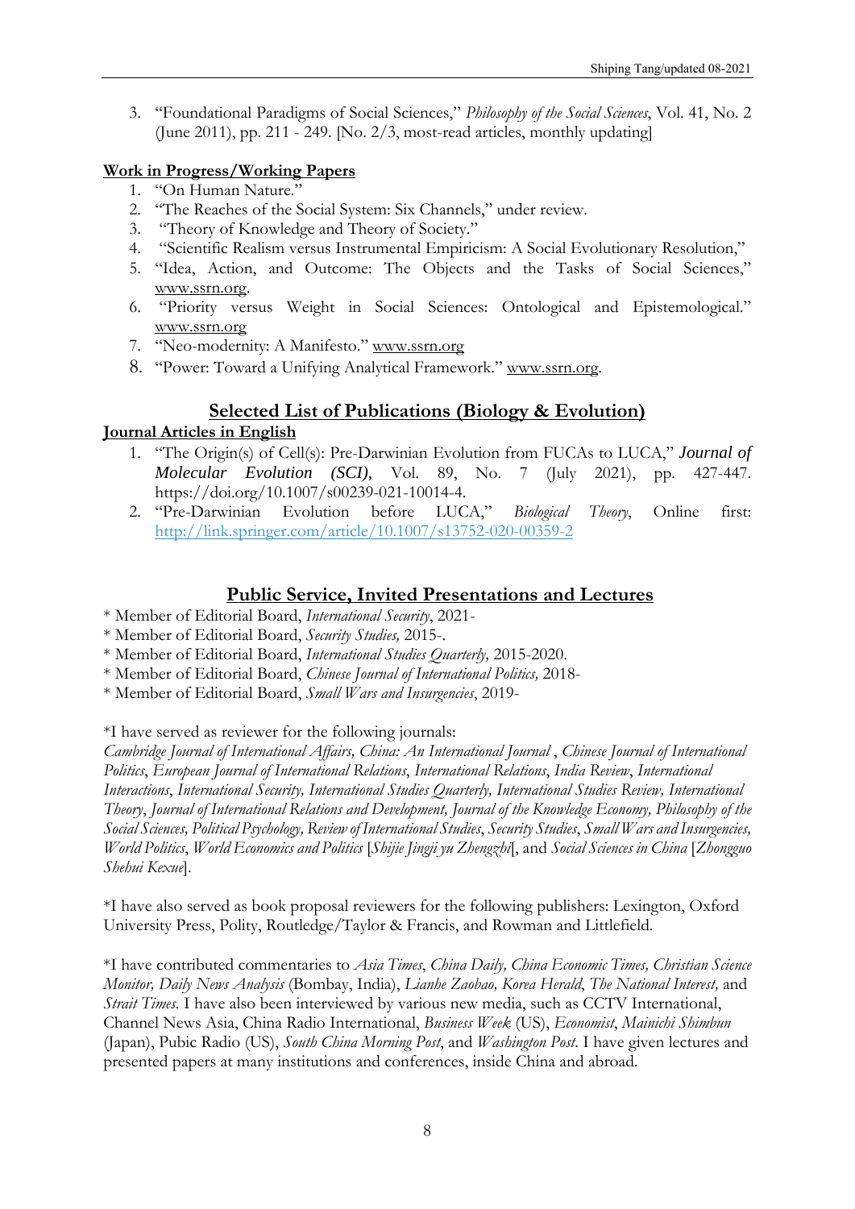3. "Foundational Paradigms of Social Sciences," *Philosophy of the Social Sciences*, Vol. 41, No. 2 (June 2011), pp. 211 - 249. [No. 2/3, most-read articles, monthly updating]

**Work in Progress/Working Papers**

1. "On Human Nature."
2. "The Reaches of the Social System: Six Channels," under review.
3. "Theory of Knowledge and Theory of Society."
4. "Scientific Realism versus Instrumental Empiricism: A Social Evolutionary Resolution,"
5. "Idea, Action, and Outcome: The Objects and the Tasks of Social Sciences," www.ssrn.org.
6. "Priority versus Weight in Social Sciences: Ontological and Epistemological." www.ssrn.org
7. "Neo-modernity: A Manifesto." www.ssrn.org
8. "Power: Toward a Unifying Analytical Framework." www.ssrn.org.

## Selected List of Publications (Biology & Evolution)

**Journal Articles in English**

1. "The Origin(s) of Cell(s): Pre-Darwinian Evolution from FUCAs to LUCA," *Journal of Molecular Evolution (SCI)*, Vol. 89, No. 7 (July 2021), pp. 427-447. https://doi.org/10.1007/s00239-021-10014-4.
2. "Pre-Darwinian Evolution before LUCA," *Biological Theory*, Online first: http://link.springer.com/article/10.1007/s13752-020-00359-2

## Public Service, Invited Presentations and Lectures

* Member of Editorial Board, *International Security*, 2021-
* Member of Editorial Board, *Security Studies,* 2015-.
* Member of Editorial Board, *International Studies Quarterly,* 2015-2020.
* Member of Editorial Board, *Chinese Journal of International Politics,* 2018-
* Member of Editorial Board, *Small Wars and Insurgencies*, 2019-

*I have served as reviewer for the following journals:
*Cambridge Journal of International Affairs, China: An International Journal* , *Chinese Journal of International Politics*, *European Journal of International Relations*, *International Relations*, *India Review*, *International Interactions*, *International Security, International Studies Quarterly, International Studies Review, International Theory*, *Journal of International Relations and Development, Journal of the Knowledge Economy, Philosophy of the Social Sciences, Political Psychology, Review of International Studies*, *Security Studies*, *Small Wars and Insurgencies, World Politics*, *World Economics and Politics* [*Shijie Jingji yu Zhengzhi*[, and *Social Sciences in China* [*Zhongguo Shehui Kexue*].

*I have also served as book proposal reviewers for the following publishers: Lexington, Oxford University Press, Polity, Routledge/Taylor & Francis, and Rowman and Littlefield.

*I have contributed commentaries to *Asia Times*, *China Daily, China Economic Times, Christian Science Monitor, Daily News Analysis* (Bombay, India), *Lianhe Zaobao, Korea Herald*, *The National Interest,* and *Strait Times.* I have also been interviewed by various new media, such as CCTV International, Channel News Asia, China Radio International, *Business Week* (US), *Economist*, *Mainichi Shimbun* (Japan), Pubic Radio (US), *South China Morning Post*, and *Washington Post*. I have given lectures and presented papers at many institutions and conferences, inside China and abroad.